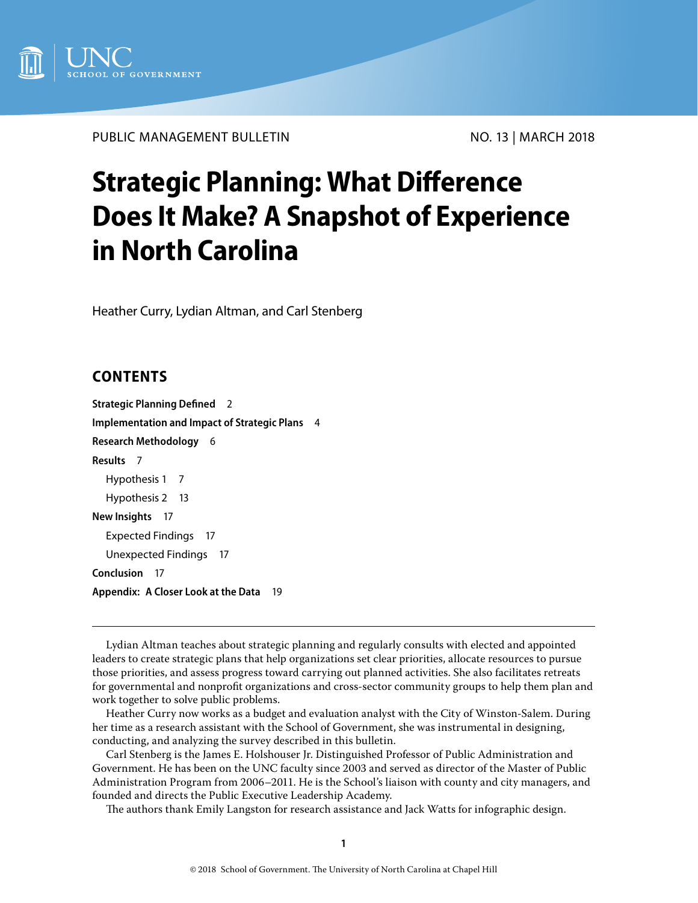UNC SCHOOL OF GOVERNMENT

PUBLIC MANAGEMENT BULLETIN NO. 13 | MARCH 2018

# Strategic Planning: What Difference Does It Make? A Snapshot of Experience in North Carolina

Heather Curry, Lydian Altman, and Carl Stenberg

## CONTENTS

**Strategic Planning Defined** 2

**Implementation and Impact of Strategic Plans** 4

**Research Methodology** 6

**Results** 7

- Hypothesis 1 7
- Hypothesis 2 13

**New Insights** 17

- Expected Findings 17
- Unexpected Findings 17

**Conclusion** 17

**Appendix: A Closer Look at the Data** 19

---

Lydian Altman teaches about strategic planning and regularly consults with elected and appointed leaders to create strategic plans that help organizations set clear priorities, allocate resources to pursue those priorities, and assess progress toward carrying out planned activities. She also facilitates retreats for governmental and nonprofit organizations and cross-sector community groups to help them plan and work together to solve public problems.

Heather Curry now works as a budget and evaluation analyst with the City of Winston-Salem. During her time as a research assistant with the School of Government, she was instrumental in designing, conducting, and analyzing the survey described in this bulletin.

Carl Stenberg is the James E. Holshouser Jr. Distinguished Professor of Public Administration and Government. He has been on the UNC faculty since 2003 and served as director of the Master of Public Administration Program from 2006–2011. He is the School's liaison with county and city managers, and founded and directs the Public Executive Leadership Academy.

The authors thank Emily Langston for research assistance and Jack Watts for infographic design.

© 2018 School of Government. The University of North Carolina at Chapel Hill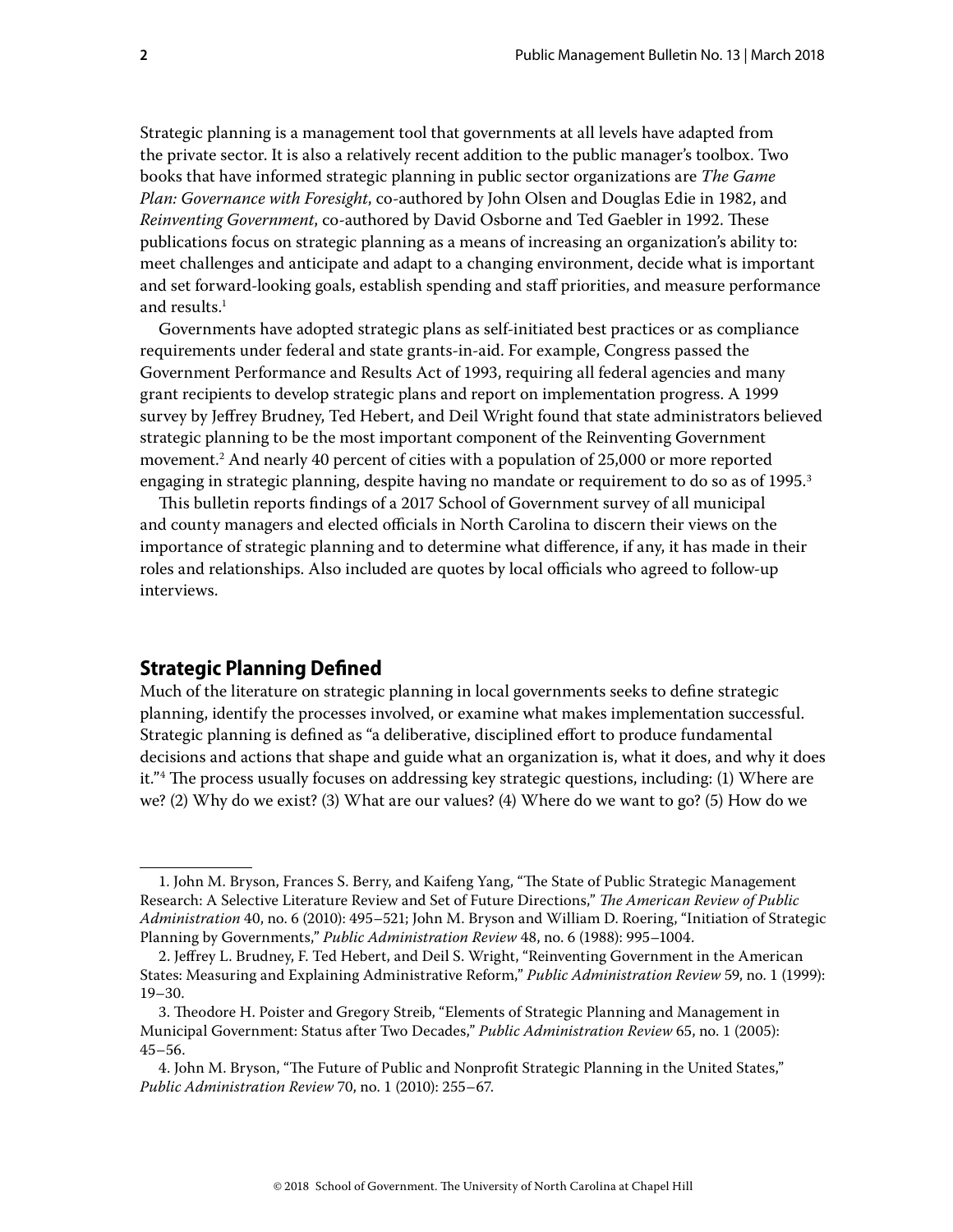Strategic planning is a management tool that governments at all levels have adapted from the private sector. It is also a relatively recent addition to the public manager's toolbox. Two books that have informed strategic planning in public sector organizations are *The Game Plan: Governance with Foresight*, co-authored by John Olsen and Douglas Edie in 1982, and *Reinventing Government*, co-authored by David Osborne and Ted Gaebler in 1992. These publications focus on strategic planning as a means of increasing an organization's ability to: meet challenges and anticipate and adapt to a changing environment, decide what is important and set forward-looking goals, establish spending and staff priorities, and measure performance and results.[1]

Governments have adopted strategic plans as self-initiated best practices or as compliance requirements under federal and state grants-in-aid. For example, Congress passed the Government Performance and Results Act of 1993, requiring all federal agencies and many grant recipients to develop strategic plans and report on implementation progress. A 1999 survey by Jeffrey Brudney, Ted Hebert, and Deil Wright found that state administrators believed strategic planning to be the most important component of the Reinventing Government movement.[2] And nearly 40 percent of cities with a population of 25,000 or more reported engaging in strategic planning, despite having no mandate or requirement to do so as of 1995.[3]

This bulletin reports findings of a 2017 School of Government survey of all municipal and county managers and elected officials in North Carolina to discern their views on the importance of strategic planning and to determine what difference, if any, it has made in their roles and relationships. Also included are quotes by local officials who agreed to follow-up interviews.

## Strategic Planning Defined

Much of the literature on strategic planning in local governments seeks to define strategic planning, identify the processes involved, or examine what makes implementation successful. Strategic planning is defined as "a deliberative, disciplined effort to produce fundamental decisions and actions that shape and guide what an organization is, what it does, and why it does it."[4] The process usually focuses on addressing key strategic questions, including: (1) Where are we? (2) Why do we exist? (3) What are our values? (4) Where do we want to go? (5) How do we

---

1. John M. Bryson, Frances S. Berry, and Kaifeng Yang, "The State of Public Strategic Management Research: A Selective Literature Review and Set of Future Directions," *The American Review of Public Administration* 40, no. 6 (2010): 495–521; John M. Bryson and William D. Roering, "Initiation of Strategic Planning by Governments," *Public Administration Review* 48, no. 6 (1988): 995–1004.

2. Jeffrey L. Brudney, F. Ted Hebert, and Deil S. Wright, "Reinventing Government in the American States: Measuring and Explaining Administrative Reform," *Public Administration Review* 59, no. 1 (1999): 19–30.

3. Theodore H. Poister and Gregory Streib, "Elements of Strategic Planning and Management in Municipal Government: Status after Two Decades," *Public Administration Review* 65, no. 1 (2005): 45–56.

4. John M. Bryson, "The Future of Public and Nonprofit Strategic Planning in the United States," *Public Administration Review* 70, no. 1 (2010): 255–67.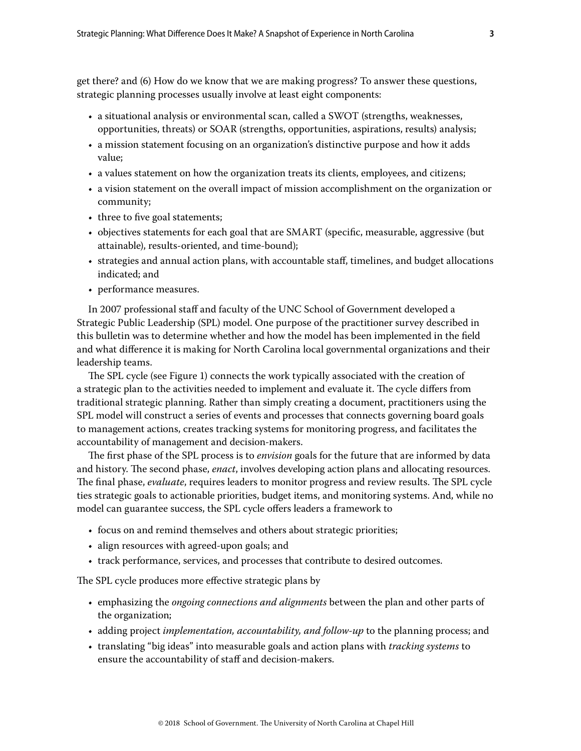get there? and (6) How do we know that we are making progress? To answer these questions, strategic planning processes usually involve at least eight components:

- a situational analysis or environmental scan, called a SWOT (strengths, weaknesses, opportunities, threats) or SOAR (strengths, opportunities, aspirations, results) analysis;
- a mission statement focusing on an organization's distinctive purpose and how it adds value;
- a values statement on how the organization treats its clients, employees, and citizens;
- a vision statement on the overall impact of mission accomplishment on the organization or community;
- three to five goal statements;
- objectives statements for each goal that are SMART (specific, measurable, aggressive (but attainable), results-oriented, and time-bound);
- strategies and annual action plans, with accountable staff, timelines, and budget allocations indicated; and
- performance measures.

In 2007 professional staff and faculty of the UNC School of Government developed a Strategic Public Leadership (SPL) model. One purpose of the practitioner survey described in this bulletin was to determine whether and how the model has been implemented in the field and what difference it is making for North Carolina local governmental organizations and their leadership teams.

The SPL cycle (see Figure 1) connects the work typically associated with the creation of a strategic plan to the activities needed to implement and evaluate it. The cycle differs from traditional strategic planning. Rather than simply creating a document, practitioners using the SPL model will construct a series of events and processes that connects governing board goals to management actions, creates tracking systems for monitoring progress, and facilitates the accountability of management and decision-makers.

The first phase of the SPL process is to *envision* goals for the future that are informed by data and history. The second phase, *enact*, involves developing action plans and allocating resources. The final phase, *evaluate*, requires leaders to monitor progress and review results. The SPL cycle ties strategic goals to actionable priorities, budget items, and monitoring systems. And, while no model can guarantee success, the SPL cycle offers leaders a framework to

- focus on and remind themselves and others about strategic priorities;
- align resources with agreed-upon goals; and
- track performance, services, and processes that contribute to desired outcomes.

The SPL cycle produces more effective strategic plans by

- emphasizing the *ongoing connections and alignments* between the plan and other parts of the organization;
- adding project *implementation, accountability, and follow-up* to the planning process; and
- translating "big ideas" into measurable goals and action plans with *tracking systems* to ensure the accountability of staff and decision-makers.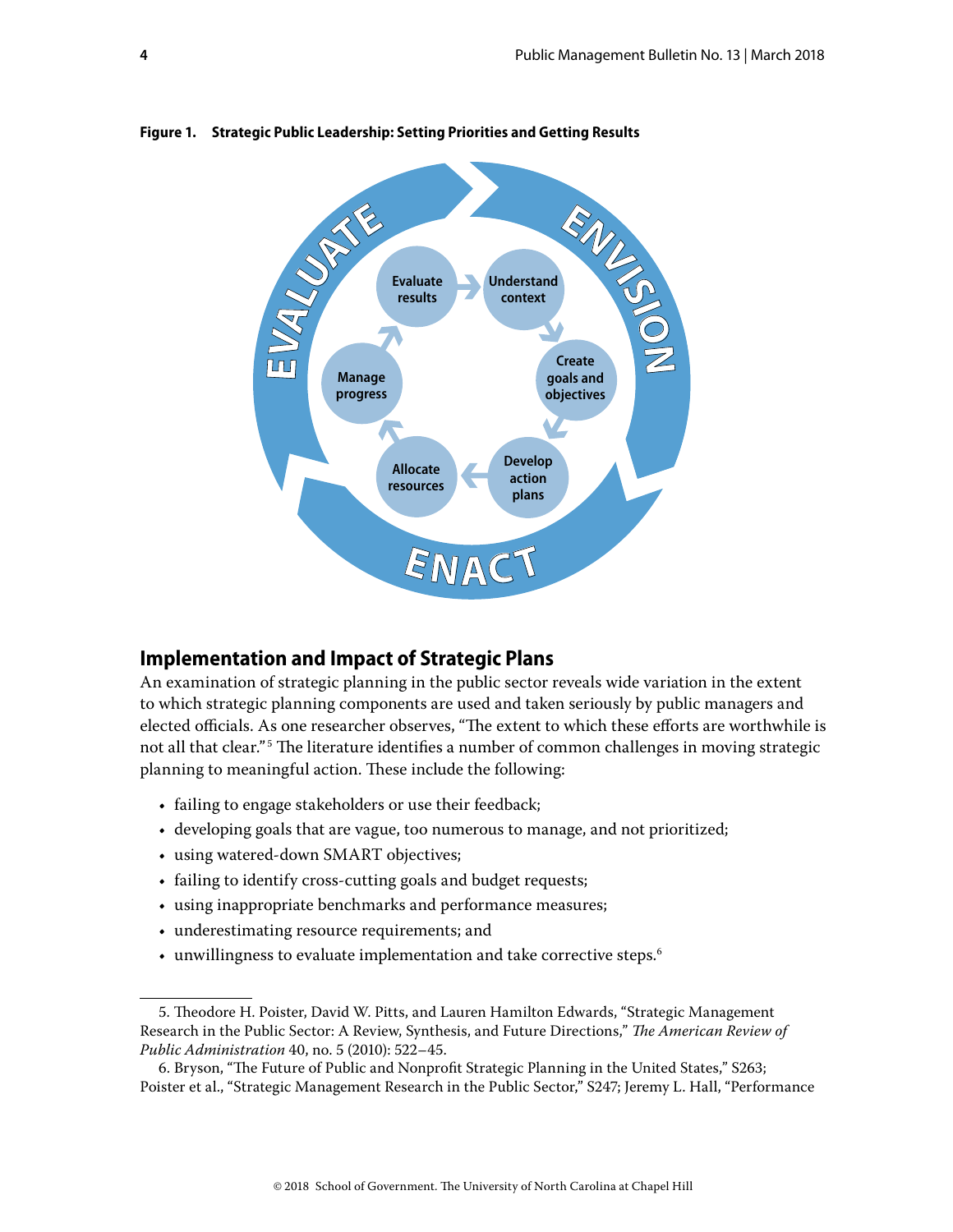**Figure 1. Strategic Public Leadership: Setting Priorities and Getting Results**

EVALUATE — ENVISION — ENACT

Evaluate results → Understand context → Create goals and objectives → Develop action plans → Allocate resources → Manage progress

## Implementation and Impact of Strategic Plans

An examination of strategic planning in the public sector reveals wide variation in the extent to which strategic planning components are used and taken seriously by public managers and elected officials. As one researcher observes, "The extent to which these efforts are worthwhile is not all that clear."[5] The literature identifies a number of common challenges in moving strategic planning to meaningful action. These include the following:

- failing to engage stakeholders or use their feedback;
- developing goals that are vague, too numerous to manage, and not prioritized;
- using watered-down SMART objectives;
- failing to identify cross-cutting goals and budget requests;
- using inappropriate benchmarks and performance measures;
- underestimating resource requirements; and
- unwillingness to evaluate implementation and take corrective steps.[6]

---

5. Theodore H. Poister, David W. Pitts, and Lauren Hamilton Edwards, "Strategic Management Research in the Public Sector: A Review, Synthesis, and Future Directions," *The American Review of Public Administration* 40, no. 5 (2010): 522–45.

6. Bryson, "The Future of Public and Nonprofit Strategic Planning in the United States," S263; Poister et al., "Strategic Management Research in the Public Sector," S247; Jeremy L. Hall, "Performance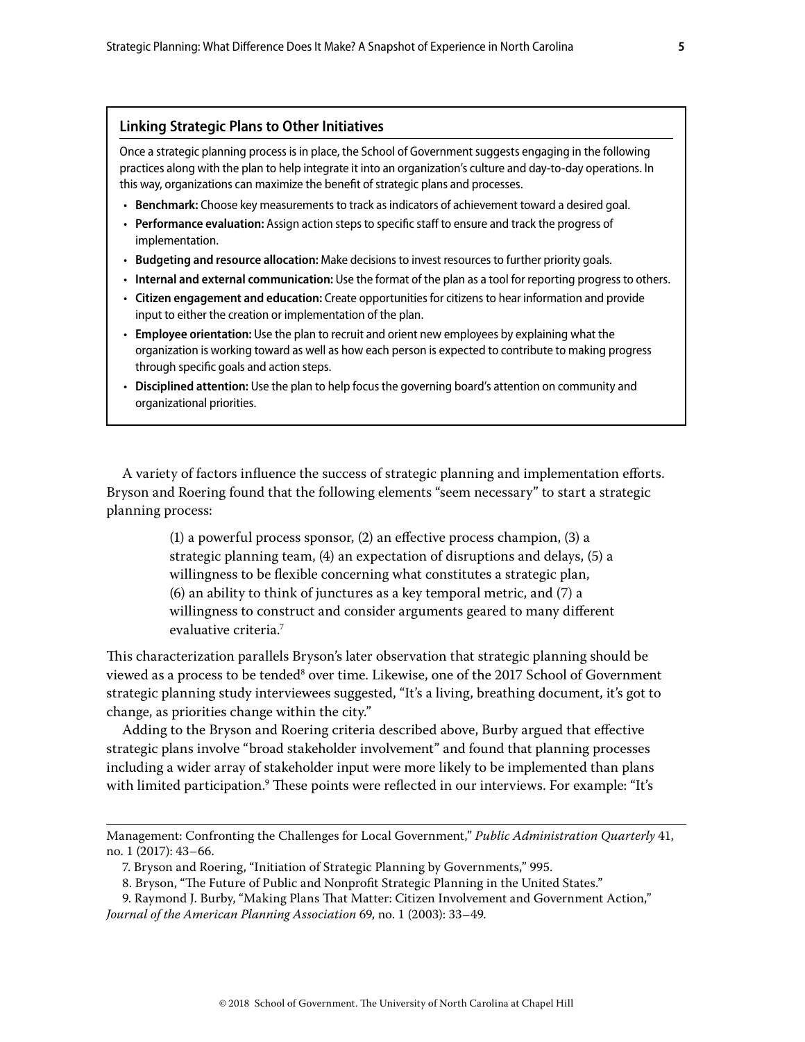### Linking Strategic Plans to Other Initiatives

Once a strategic planning process is in place, the School of Government suggests engaging in the following practices along with the plan to help integrate it into an organization's culture and day-to-day operations. In this way, organizations can maximize the benefit of strategic plans and processes.

- **Benchmark:** Choose key measurements to track as indicators of achievement toward a desired goal.
- **Performance evaluation:** Assign action steps to specific staff to ensure and track the progress of implementation.
- **Budgeting and resource allocation:** Make decisions to invest resources to further priority goals.
- **Internal and external communication:** Use the format of the plan as a tool for reporting progress to others.
- **Citizen engagement and education:** Create opportunities for citizens to hear information and provide input to either the creation or implementation of the plan.
- **Employee orientation:** Use the plan to recruit and orient new employees by explaining what the organization is working toward as well as how each person is expected to contribute to making progress through specific goals and action steps.
- **Disciplined attention:** Use the plan to help focus the governing board's attention on community and organizational priorities.

A variety of factors influence the success of strategic planning and implementation efforts. Bryson and Roering found that the following elements "seem necessary" to start a strategic planning process:

> (1) a powerful process sponsor, (2) an effective process champion, (3) a strategic planning team, (4) an expectation of disruptions and delays, (5) a willingness to be flexible concerning what constitutes a strategic plan, (6) an ability to think of junctures as a key temporal metric, and (7) a willingness to construct and consider arguments geared to many different evaluative criteria.[7]

This characterization parallels Bryson's later observation that strategic planning should be viewed as a process to be tended[8] over time. Likewise, one of the 2017 School of Government strategic planning study interviewees suggested, "It's a living, breathing document, it's got to change, as priorities change within the city."

Adding to the Bryson and Roering criteria described above, Burby argued that effective strategic plans involve "broad stakeholder involvement" and found that planning processes including a wider array of stakeholder input were more likely to be implemented than plans with limited participation.[9] These points were reflected in our interviews. For example: "It's

---

Management: Confronting the Challenges for Local Government," *Public Administration Quarterly* 41, no. 1 (2017): 43–66.

7. Bryson and Roering, "Initiation of Strategic Planning by Governments," 995.

8. Bryson, "The Future of Public and Nonprofit Strategic Planning in the United States."

9. Raymond J. Burby, "Making Plans That Matter: Citizen Involvement and Government Action," *Journal of the American Planning Association* 69, no. 1 (2003): 33–49.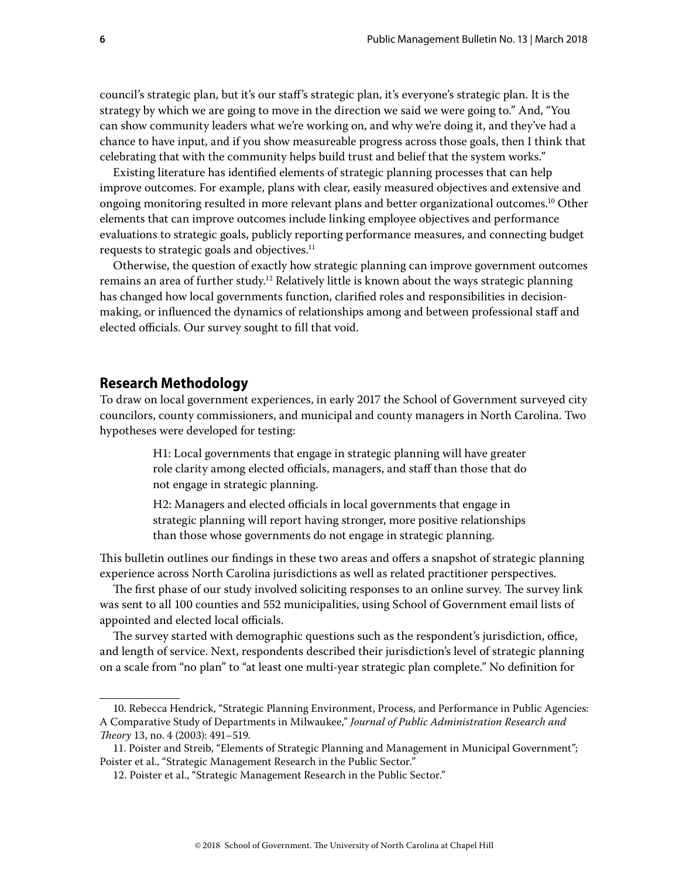council's strategic plan, but it's our staff's strategic plan, it's everyone's strategic plan. It is the strategy by which we are going to move in the direction we said we were going to." And, "You can show community leaders what we're working on, and why we're doing it, and they've had a chance to have input, and if you show measureable progress across those goals, then I think that celebrating that with the community helps build trust and belief that the system works."

Existing literature has identified elements of strategic planning processes that can help improve outcomes. For example, plans with clear, easily measured objectives and extensive and ongoing monitoring resulted in more relevant plans and better organizational outcomes.[10] Other elements that can improve outcomes include linking employee objectives and performance evaluations to strategic goals, publicly reporting performance measures, and connecting budget requests to strategic goals and objectives.[11]

Otherwise, the question of exactly how strategic planning can improve government outcomes remains an area of further study.[12] Relatively little is known about the ways strategic planning has changed how local governments function, clarified roles and responsibilities in decision-making, or influenced the dynamics of relationships among and between professional staff and elected officials. Our survey sought to fill that void.

## Research Methodology

To draw on local government experiences, in early 2017 the School of Government surveyed city councilors, county commissioners, and municipal and county managers in North Carolina. Two hypotheses were developed for testing:

> H1: Local governments that engage in strategic planning will have greater role clarity among elected officials, managers, and staff than those that do not engage in strategic planning.
>
> H2: Managers and elected officials in local governments that engage in strategic planning will report having stronger, more positive relationships than those whose governments do not engage in strategic planning.

This bulletin outlines our findings in these two areas and offers a snapshot of strategic planning experience across North Carolina jurisdictions as well as related practitioner perspectives.

The first phase of our study involved soliciting responses to an online survey. The survey link was sent to all 100 counties and 552 municipalities, using School of Government email lists of appointed and elected local officials.

The survey started with demographic questions such as the respondent's jurisdiction, office, and length of service. Next, respondents described their jurisdiction's level of strategic planning on a scale from "no plan" to "at least one multi-year strategic plan complete." No definition for

---

10. Rebecca Hendrick, "Strategic Planning Environment, Process, and Performance in Public Agencies: A Comparative Study of Departments in Milwaukee," *Journal of Public Administration Research and Theory* 13, no. 4 (2003): 491–519.

11. Poister and Streib, "Elements of Strategic Planning and Management in Municipal Government"; Poister et al., "Strategic Management Research in the Public Sector."

12. Poister et al., "Strategic Management Research in the Public Sector."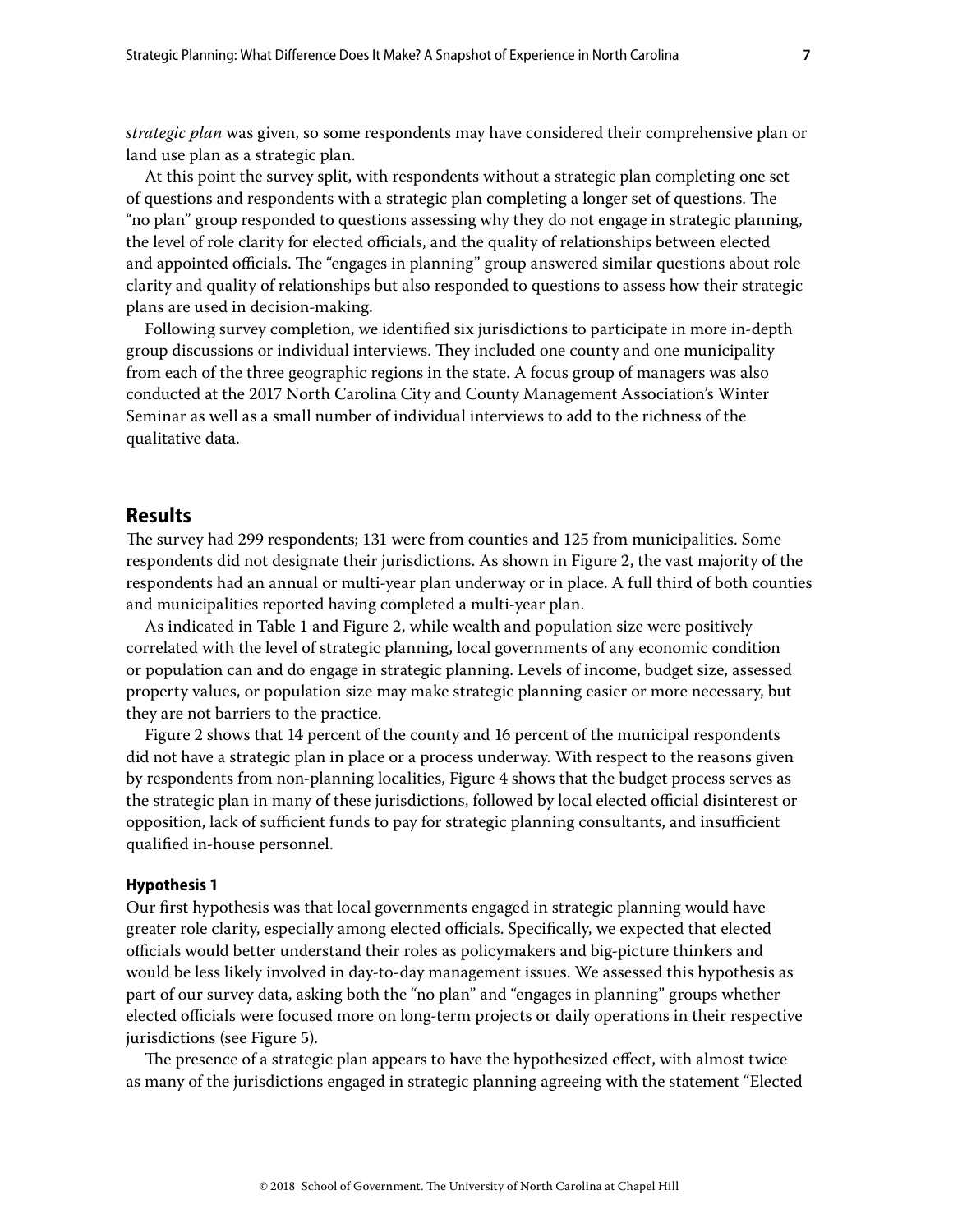*strategic plan* was given, so some respondents may have considered their comprehensive plan or land use plan as a strategic plan.

At this point the survey split, with respondents without a strategic plan completing one set of questions and respondents with a strategic plan completing a longer set of questions. The "no plan" group responded to questions assessing why they do not engage in strategic planning, the level of role clarity for elected officials, and the quality of relationships between elected and appointed officials. The "engages in planning" group answered similar questions about role clarity and quality of relationships but also responded to questions to assess how their strategic plans are used in decision-making.

Following survey completion, we identified six jurisdictions to participate in more in-depth group discussions or individual interviews. They included one county and one municipality from each of the three geographic regions in the state. A focus group of managers was also conducted at the 2017 North Carolina City and County Management Association's Winter Seminar as well as a small number of individual interviews to add to the richness of the qualitative data.

## Results

The survey had 299 respondents; 131 were from counties and 125 from municipalities. Some respondents did not designate their jurisdictions. As shown in Figure 2, the vast majority of the respondents had an annual or multi-year plan underway or in place. A full third of both counties and municipalities reported having completed a multi-year plan.

As indicated in Table 1 and Figure 2, while wealth and population size were positively correlated with the level of strategic planning, local governments of any economic condition or population can and do engage in strategic planning. Levels of income, budget size, assessed property values, or population size may make strategic planning easier or more necessary, but they are not barriers to the practice.

Figure 2 shows that 14 percent of the county and 16 percent of the municipal respondents did not have a strategic plan in place or a process underway. With respect to the reasons given by respondents from non-planning localities, Figure 4 shows that the budget process serves as the strategic plan in many of these jurisdictions, followed by local elected official disinterest or opposition, lack of sufficient funds to pay for strategic planning consultants, and insufficient qualified in-house personnel.

### Hypothesis 1

Our first hypothesis was that local governments engaged in strategic planning would have greater role clarity, especially among elected officials. Specifically, we expected that elected officials would better understand their roles as policymakers and big-picture thinkers and would be less likely involved in day-to-day management issues. We assessed this hypothesis as part of our survey data, asking both the "no plan" and "engages in planning" groups whether elected officials were focused more on long-term projects or daily operations in their respective jurisdictions (see Figure 5).

The presence of a strategic plan appears to have the hypothesized effect, with almost twice as many of the jurisdictions engaged in strategic planning agreeing with the statement "Elected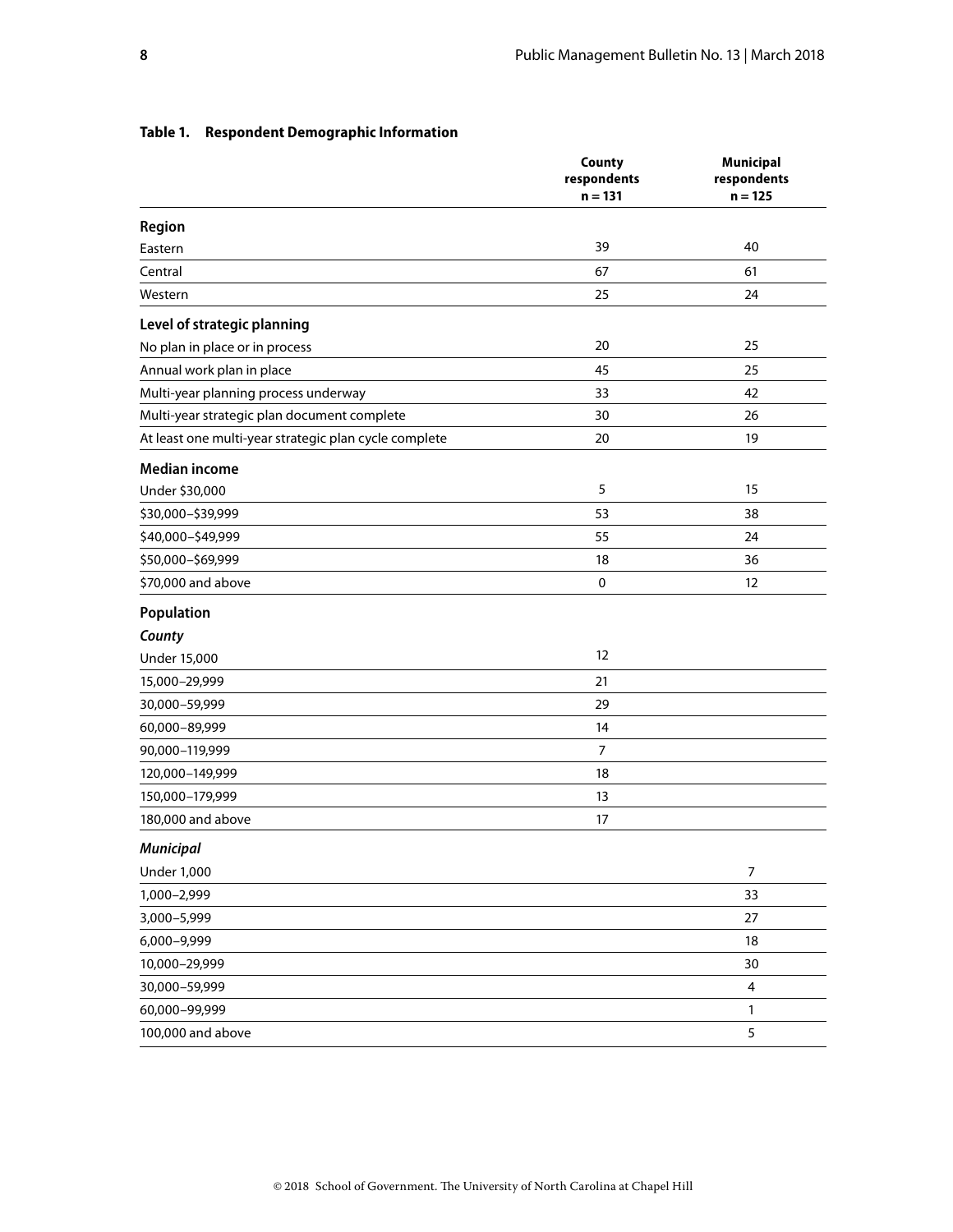**Table 1. Respondent Demographic Information**

| | County respondents n = 131 | Municipal respondents n = 125 |
|---|---|---|
| **Region** | | |
| Eastern | 39 | 40 |
| Central | 67 | 61 |
| Western | 25 | 24 |
| **Level of strategic planning** | | |
| No plan in place or in process | 20 | 25 |
| Annual work plan in place | 45 | 25 |
| Multi-year planning process underway | 33 | 42 |
| Multi-year strategic plan document complete | 30 | 26 |
| At least one multi-year strategic plan cycle complete | 20 | 19 |
| **Median income** | | |
| Under $30,000 | 5 | 15 |
| $30,000–$39,999 | 53 | 38 |
| $40,000–$49,999 | 55 | 24 |
| $50,000–$69,999 | 18 | 36 |
| $70,000 and above | 0 | 12 |
| **Population** | | |
| ***County*** | | |
| Under 15,000 | 12 | |
| 15,000–29,999 | 21 | |
| 30,000–59,999 | 29 | |
| 60,000–89,999 | 14 | |
| 90,000–119,999 | 7 | |
| 120,000–149,999 | 18 | |
| 150,000–179,999 | 13 | |
| 180,000 and above | 17 | |
| ***Municipal*** | | |
| Under 1,000 | | 7 |
| 1,000–2,999 | | 33 |
| 3,000–5,999 | | 27 |
| 6,000–9,999 | | 18 |
| 10,000–29,999 | | 30 |
| 30,000–59,999 | | 4 |
| 60,000–99,999 | | 1 |
| 100,000 and above | | 5 |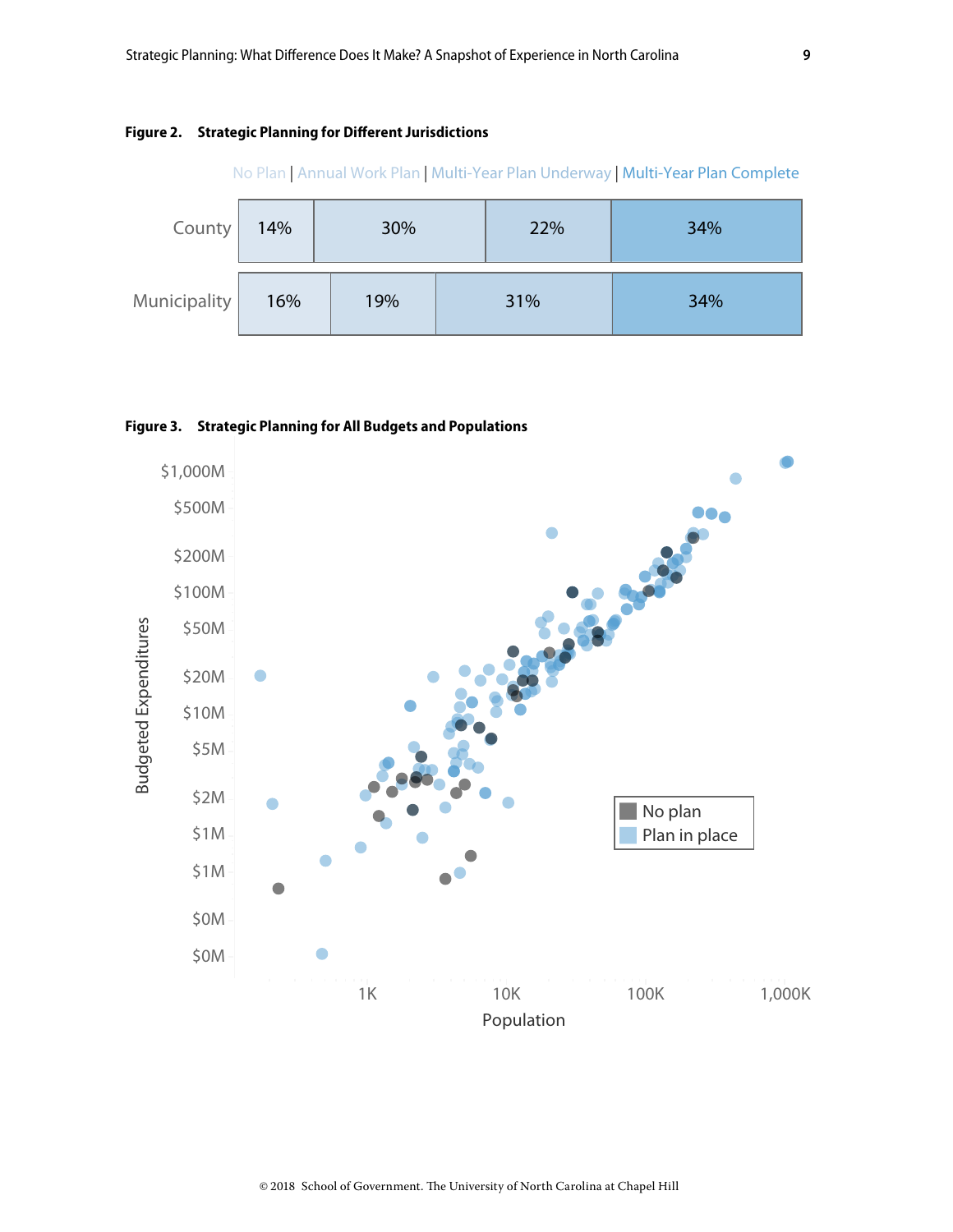**Figure 2. Strategic Planning for Different Jurisdictions**

| | No Plan | Annual Work Plan | Multi-Year Plan Underway | Multi-Year Plan Complete |
|---|---|---|---|---|
| County | 14% | 30% | 22% | 34% |
| Municipality | 16% | 19% | 31% | 34% |

**Figure 3. Strategic Planning for All Budgets and Populations**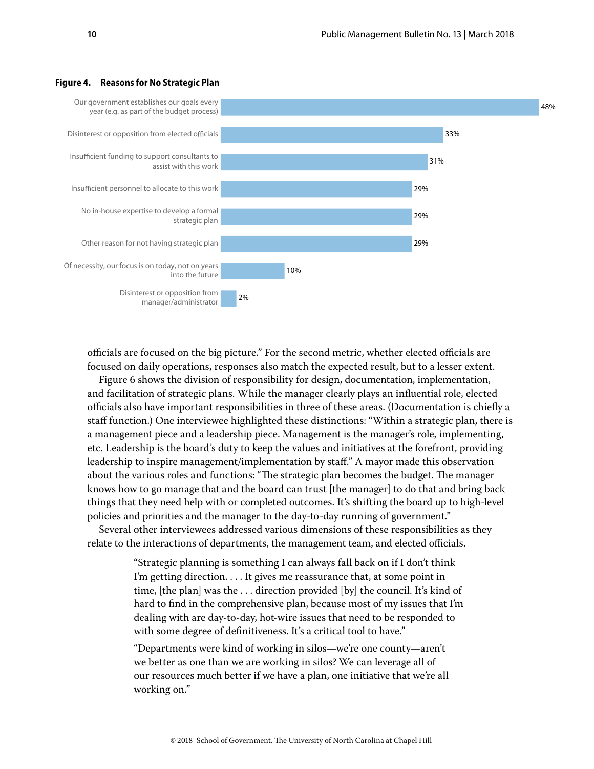**Figure 4. Reasons for No Strategic Plan**

| Reason | Percent |
|---|---|
| Our government establishes our goals every year (e.g. as part of the budget process) | 48% |
| Disinterest or opposition from elected officials | 33% |
| Insufficient funding to support consultants to assist with this work | 31% |
| Insufficient personnel to allocate to this work | 29% |
| No in-house expertise to develop a formal strategic plan | 29% |
| Other reason for not having strategic plan | 29% |
| Of necessity, our focus is on today, not on years into the future | 10% |
| Disinterest or opposition from manager/administrator | 2% |

officials are focused on the big picture." For the second metric, whether elected officials are focused on daily operations, responses also match the expected result, but to a lesser extent.

Figure 6 shows the division of responsibility for design, documentation, implementation, and facilitation of strategic plans. While the manager clearly plays an influential role, elected officials also have important responsibilities in three of these areas. (Documentation is chiefly a staff function.) One interviewee highlighted these distinctions: "Within a strategic plan, there is a management piece and a leadership piece. Management is the manager's role, implementing, etc. Leadership is the board's duty to keep the values and initiatives at the forefront, providing leadership to inspire management/implementation by staff." A mayor made this observation about the various roles and functions: "The strategic plan becomes the budget. The manager knows how to go manage that and the board can trust [the manager] to do that and bring back things that they need help with or completed outcomes. It's shifting the board up to high-level policies and priorities and the manager to the day-to-day running of government."

Several other interviewees addressed various dimensions of these responsibilities as they relate to the interactions of departments, the management team, and elected officials.

> "Strategic planning is something I can always fall back on if I don't think I'm getting direction. . . . It gives me reassurance that, at some point in time, [the plan] was the . . . direction provided [by] the council. It's kind of hard to find in the comprehensive plan, because most of my issues that I'm dealing with are day-to-day, hot-wire issues that need to be responded to with some degree of definitiveness. It's a critical tool to have."

> "Departments were kind of working in silos—we're one county—aren't we better as one than we are working in silos? We can leverage all of our resources much better if we have a plan, one initiative that we're all working on."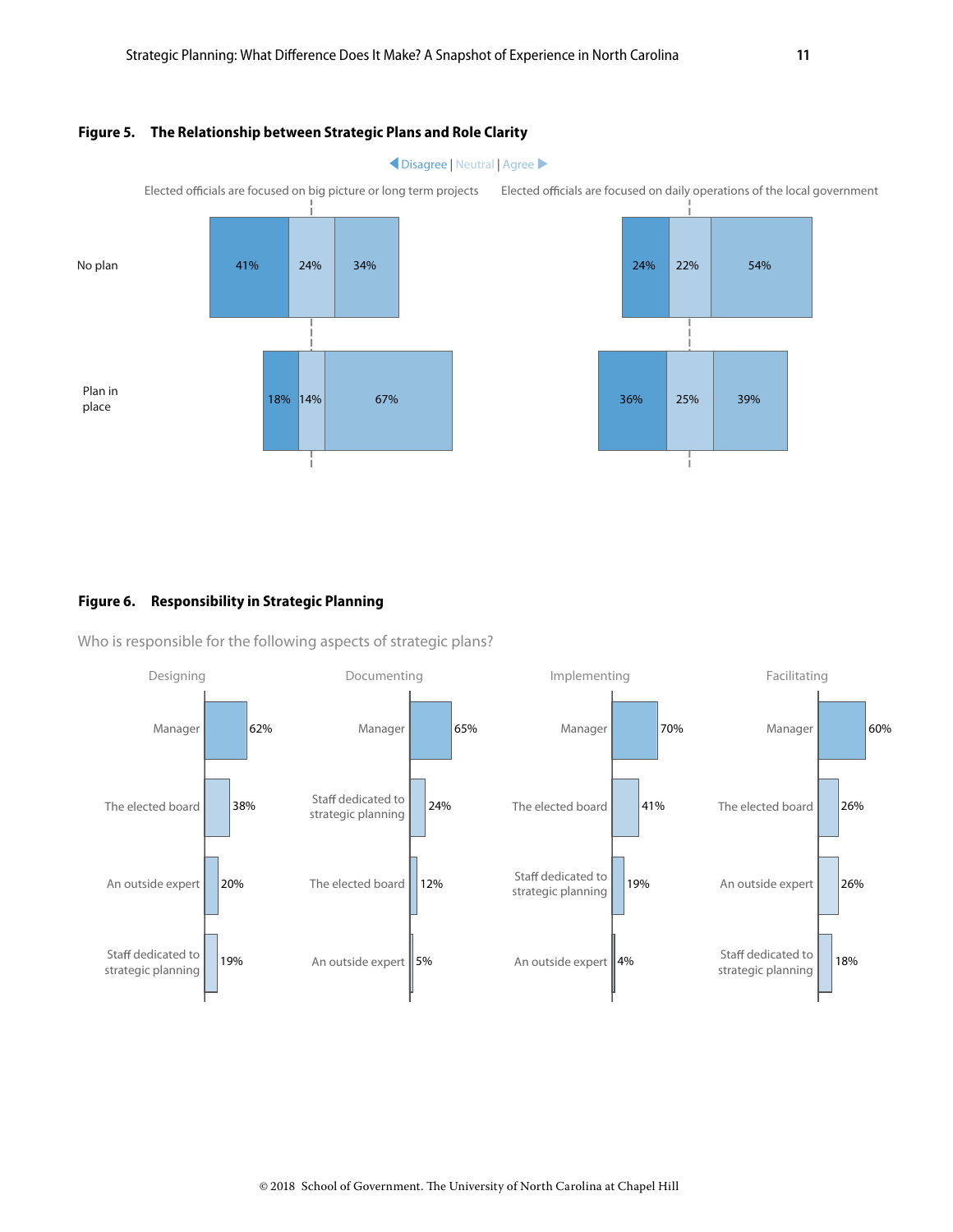## Figure 5. The Relationship between Strategic Plans and Role Clarity

Disagree | Neutral | Agree

| | Elected officials are focused on big picture or long term projects | | | Elected officials are focused on daily operations of the local government | | |
|---|---|---|---|---|---|---|
| | Disagree | Neutral | Agree | Disagree | Neutral | Agree |
| No plan | 41% | 24% | 34% | 24% | 22% | 54% |
| Plan in place | 18% | 14% | 67% | 36% | 25% | 39% |

## Figure 6. Responsibility in Strategic Planning

Who is responsible for the following aspects of strategic plans?

| Designing | | Documenting | | Implementing | | Facilitating | |
|---|---|---|---|---|---|---|---|
| Manager | 62% | Manager | 65% | Manager | 70% | Manager | 60% |
| The elected board | 38% | Staff dedicated to strategic planning | 24% | The elected board | 41% | The elected board | 26% |
| An outside expert | 20% | The elected board | 12% | Staff dedicated to strategic planning | 19% | An outside expert | 26% |
| Staff dedicated to strategic planning | 19% | An outside expert | 5% | An outside expert | 4% | Staff dedicated to strategic planning | 18% |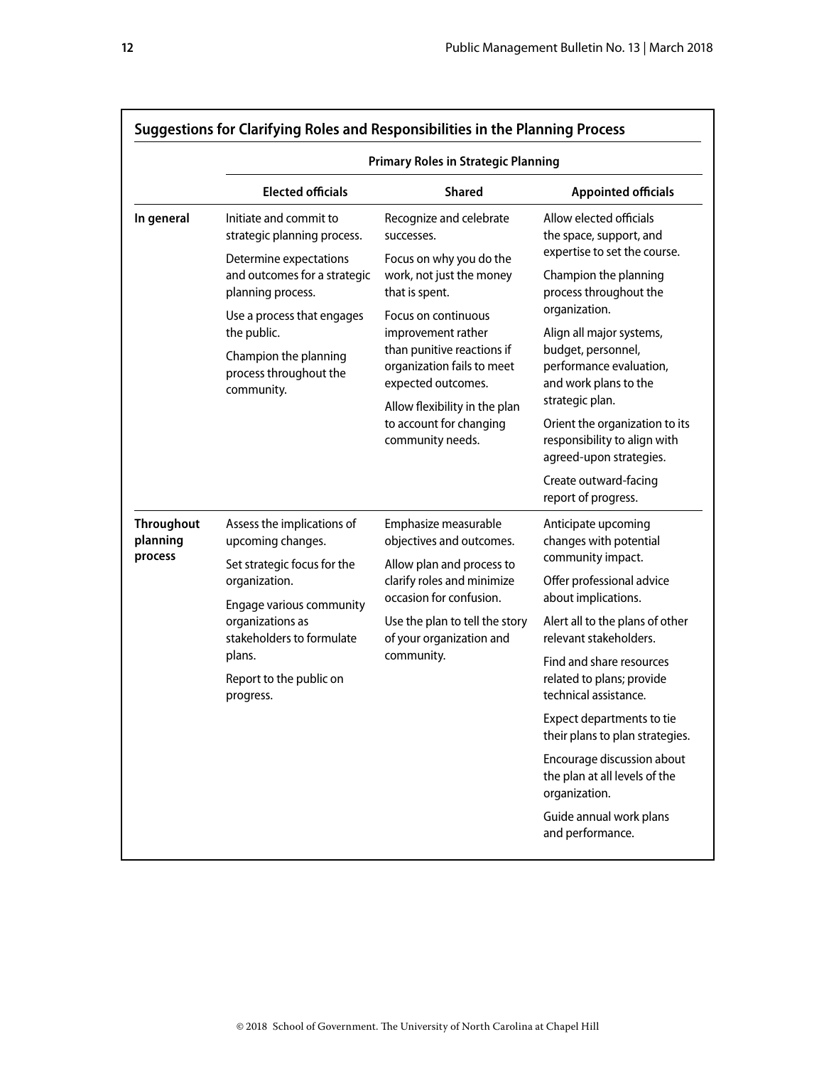### Suggestions for Clarifying Roles and Responsibilities in the Planning Process

| | Primary Roles in Strategic Planning | | |
|---|---|---|---|
| | **Elected officials** | **Shared** | **Appointed officials** |
| **In general** | Initiate and commit to strategic planning process.<br><br>Determine expectations and outcomes for a strategic planning process.<br><br>Use a process that engages the public.<br><br>Champion the planning process throughout the community. | Recognize and celebrate successes.<br><br>Focus on why you do the work, not just the money that is spent.<br><br>Focus on continuous improvement rather than punitive reactions if organization fails to meet expected outcomes.<br><br>Allow flexibility in the plan to account for changing community needs. | Allow elected officials the space, support, and expertise to set the course.<br><br>Champion the planning process throughout the organization.<br><br>Align all major systems, budget, personnel, performance evaluation, and work plans to the strategic plan.<br><br>Orient the organization to its responsibility to align with agreed-upon strategies.<br><br>Create outward-facing report of progress. |
| **Throughout planning process** | Assess the implications of upcoming changes.<br><br>Set strategic focus for the organization.<br><br>Engage various community organizations as stakeholders to formulate plans.<br><br>Report to the public on progress. | Emphasize measurable objectives and outcomes.<br><br>Allow plan and process to clarify roles and minimize occasion for confusion.<br><br>Use the plan to tell the story of your organization and community. | Anticipate upcoming changes with potential community impact.<br><br>Offer professional advice about implications.<br><br>Alert all to the plans of other relevant stakeholders.<br><br>Find and share resources related to plans; provide technical assistance.<br><br>Expect departments to tie their plans to plan strategies.<br><br>Encourage discussion about the plan at all levels of the organization.<br><br>Guide annual work plans and performance. |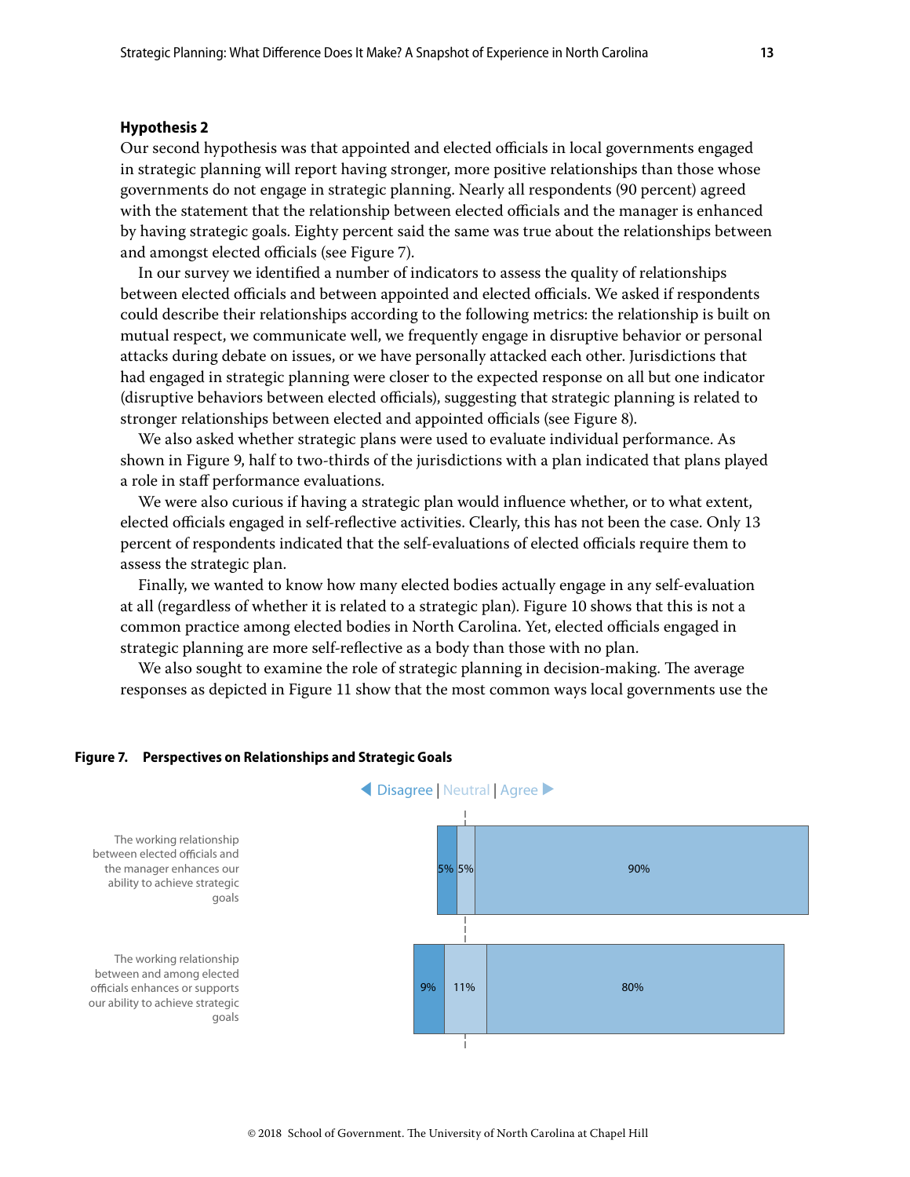### Hypothesis 2

Our second hypothesis was that appointed and elected officials in local governments engaged in strategic planning will report having stronger, more positive relationships than those whose governments do not engage in strategic planning. Nearly all respondents (90 percent) agreed with the statement that the relationship between elected officials and the manager is enhanced by having strategic goals. Eighty percent said the same was true about the relationships between and amongst elected officials (see Figure 7).

In our survey we identified a number of indicators to assess the quality of relationships between elected officials and between appointed and elected officials. We asked if respondents could describe their relationships according to the following metrics: the relationship is built on mutual respect, we communicate well, we frequently engage in disruptive behavior or personal attacks during debate on issues, or we have personally attacked each other. Jurisdictions that had engaged in strategic planning were closer to the expected response on all but one indicator (disruptive behaviors between elected officials), suggesting that strategic planning is related to stronger relationships between elected and appointed officials (see Figure 8).

We also asked whether strategic plans were used to evaluate individual performance. As shown in Figure 9, half to two-thirds of the jurisdictions with a plan indicated that plans played a role in staff performance evaluations.

We were also curious if having a strategic plan would influence whether, or to what extent, elected officials engaged in self-reflective activities. Clearly, this has not been the case. Only 13 percent of respondents indicated that the self-evaluations of elected officials require them to assess the strategic plan.

Finally, we wanted to know how many elected bodies actually engage in any self-evaluation at all (regardless of whether it is related to a strategic plan). Figure 10 shows that this is not a common practice among elected bodies in North Carolina. Yet, elected officials engaged in strategic planning are more self-reflective as a body than those with no plan.

We also sought to examine the role of strategic planning in decision-making. The average responses as depicted in Figure 11 show that the most common ways local governments use the

**Figure 7. Perspectives on Relationships and Strategic Goals**

| Statement | Disagree | Neutral | Agree |
| --- | --- | --- | --- |
| The working relationship between elected officials and the manager enhances our ability to achieve strategic goals | 5% | 5% | 90% |
| The working relationship between and among elected officials enhances or supports our ability to achieve strategic goals | 9% | 11% | 80% |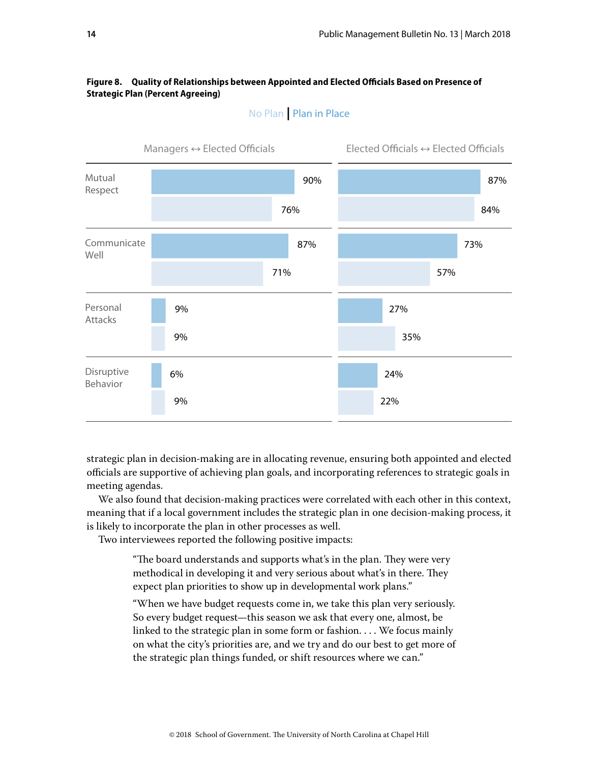**Figure 8. Quality of Relationships between Appointed and Elected Officials Based on Presence of Strategic Plan (Percent Agreeing)**

| | Managers ↔ Elected Officials: Plan in Place | Managers ↔ Elected Officials: No Plan | Elected Officials ↔ Elected Officials: Plan in Place | Elected Officials ↔ Elected Officials: No Plan |
|---|---|---|---|---|
| Mutual Respect | 90% | 76% | 87% | 84% |
| Communicate Well | 87% | 71% | 73% | 57% |
| Personal Attacks | 9% | 9% | 27% | 35% |
| Disruptive Behavior | 6% | 9% | 24% | 22% |

strategic plan in decision-making are in allocating revenue, ensuring both appointed and elected officials are supportive of achieving plan goals, and incorporating references to strategic goals in meeting agendas.

We also found that decision-making practices were correlated with each other in this context, meaning that if a local government includes the strategic plan in one decision-making process, it is likely to incorporate the plan in other processes as well.

Two interviewees reported the following positive impacts:

> "The board understands and supports what's in the plan. They were very methodical in developing it and very serious about what's in there. They expect plan priorities to show up in developmental work plans."
>
> "When we have budget requests come in, we take this plan very seriously. So every budget request—this season we ask that every one, almost, be linked to the strategic plan in some form or fashion. . . . We focus mainly on what the city's priorities are, and we try and do our best to get more of the strategic plan things funded, or shift resources where we can."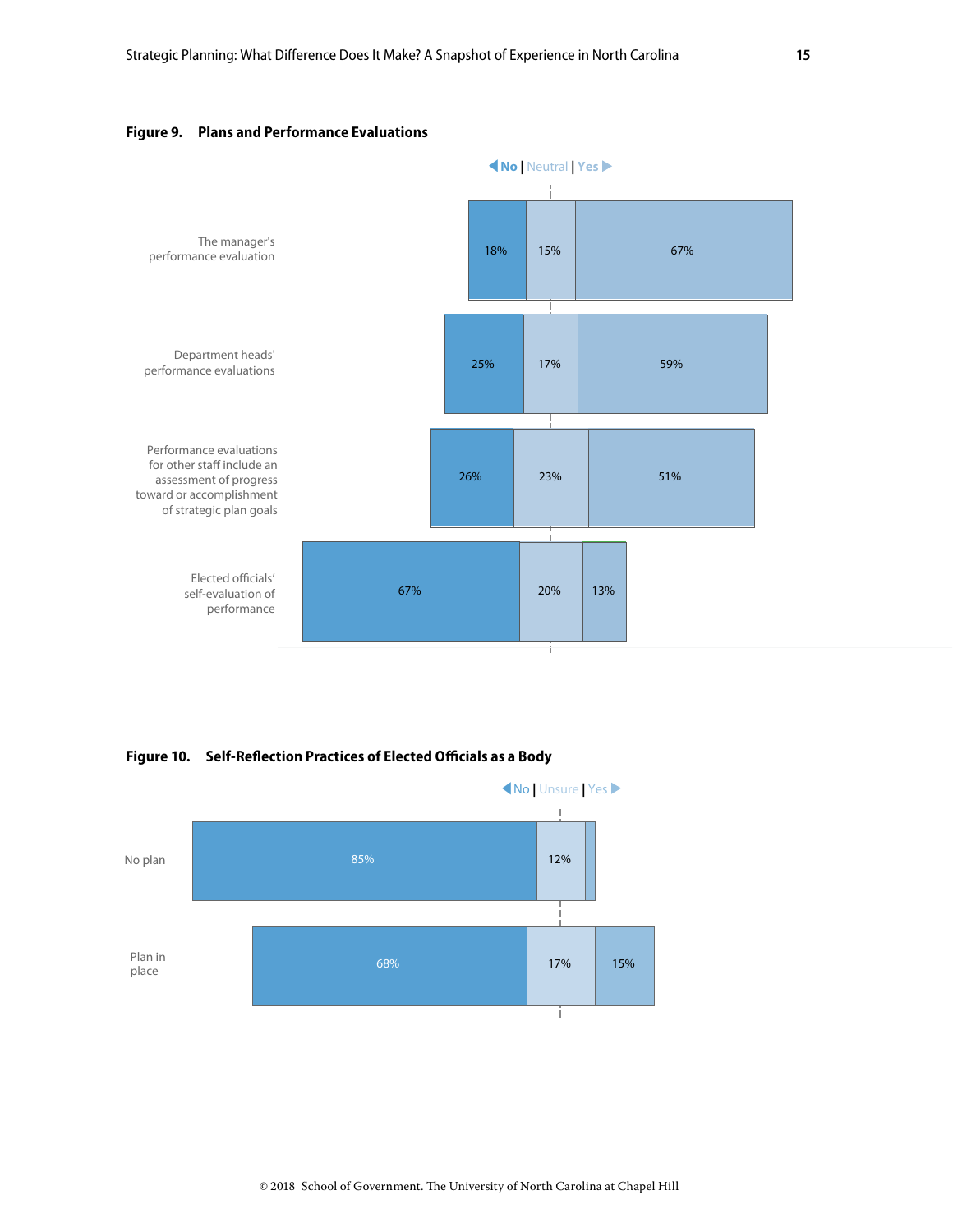**Figure 9. Plans and Performance Evaluations**

| | No | Neutral | Yes |
|---|---|---|---|
| The manager's performance evaluation | 18% | 15% | 67% |
| Department heads' performance evaluations | 25% | 17% | 59% |
| Performance evaluations for other staff include an assessment of progress toward or accomplishment of strategic plan goals | 26% | 23% | 51% |
| Elected officials' self-evaluation of performance | 67% | 20% | 13% |

**Figure 10. Self-Reflection Practices of Elected Officials as a Body**

| | No | Unsure | Yes |
|---|---|---|---|
| No plan | 85% | 12% | |
| Plan in place | 68% | 17% | 15% |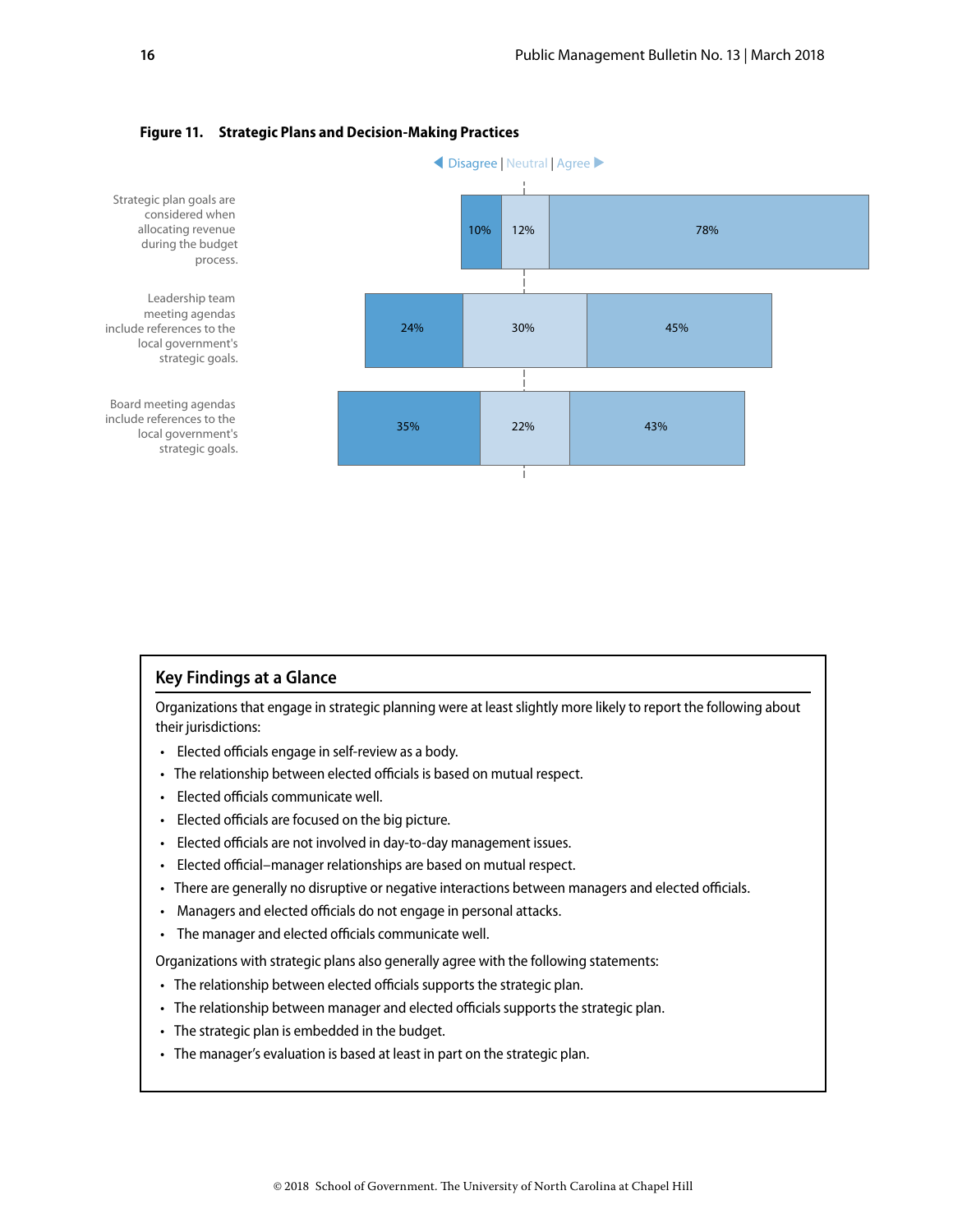**Figure 11. Strategic Plans and Decision-Making Practices**

| | Disagree | Neutral | Agree |
|---|---|---|---|
| Strategic plan goals are considered when allocating revenue during the budget process. | 10% | 12% | 78% |
| Leadership team meeting agendas include references to the local government's strategic goals. | 24% | 30% | 45% |
| Board meeting agendas include references to the local government's strategic goals. | 35% | 22% | 43% |

## Key Findings at a Glance

Organizations that engage in strategic planning were at least slightly more likely to report the following about their jurisdictions:

- Elected officials engage in self-review as a body.
- The relationship between elected officials is based on mutual respect.
- Elected officials communicate well.
- Elected officials are focused on the big picture.
- Elected officials are not involved in day-to-day management issues.
- Elected official–manager relationships are based on mutual respect.
- There are generally no disruptive or negative interactions between managers and elected officials.
- Managers and elected officials do not engage in personal attacks.
- The manager and elected officials communicate well.

Organizations with strategic plans also generally agree with the following statements:

- The relationship between elected officials supports the strategic plan.
- The relationship between manager and elected officials supports the strategic plan.
- The strategic plan is embedded in the budget.
- The manager's evaluation is based at least in part on the strategic plan.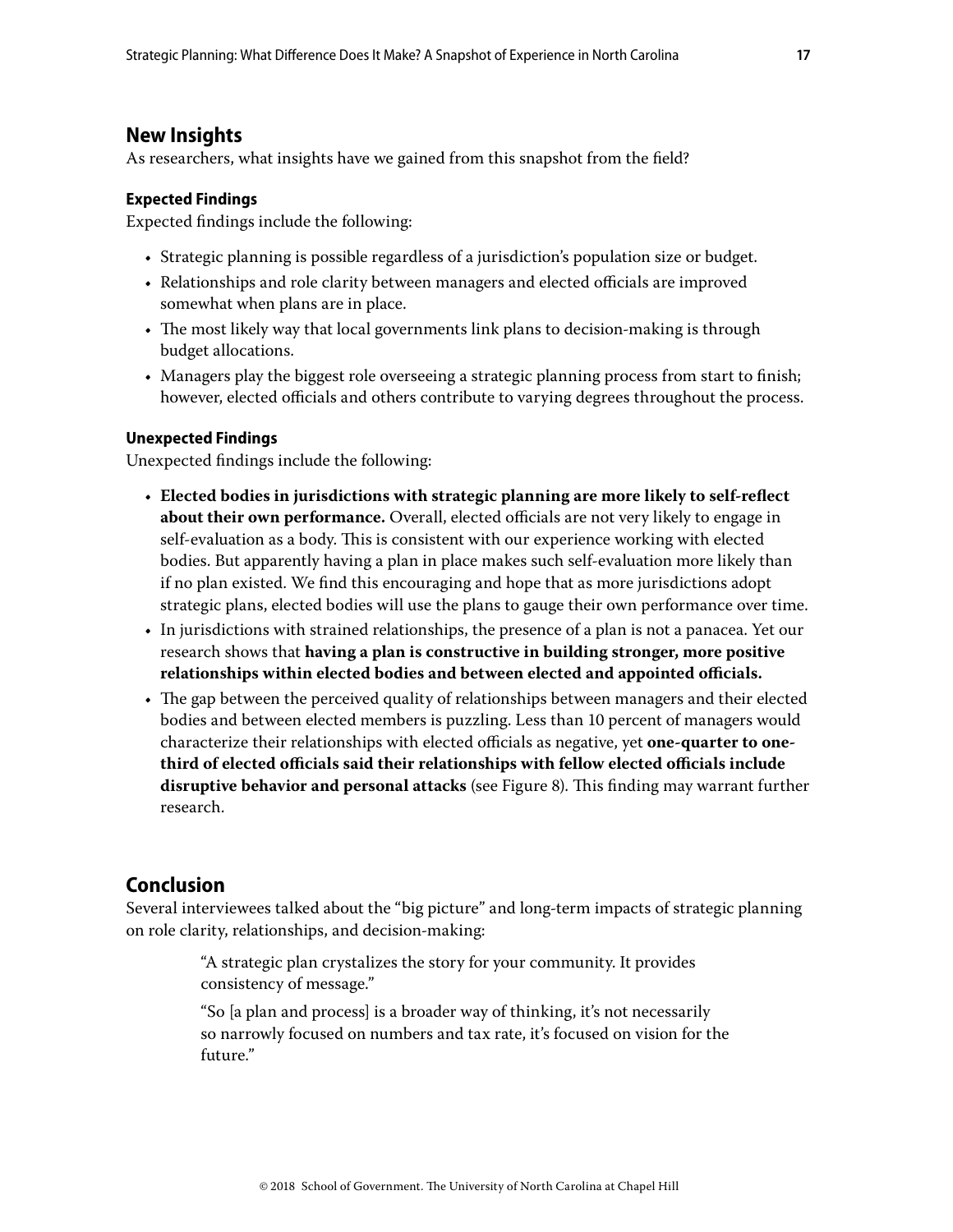## New Insights

As researchers, what insights have we gained from this snapshot from the field?

### Expected Findings

Expected findings include the following:

- Strategic planning is possible regardless of a jurisdiction's population size or budget.
- Relationships and role clarity between managers and elected officials are improved somewhat when plans are in place.
- The most likely way that local governments link plans to decision-making is through budget allocations.
- Managers play the biggest role overseeing a strategic planning process from start to finish; however, elected officials and others contribute to varying degrees throughout the process.

### Unexpected Findings

Unexpected findings include the following:

- **Elected bodies in jurisdictions with strategic planning are more likely to self-reflect about their own performance.** Overall, elected officials are not very likely to engage in self-evaluation as a body. This is consistent with our experience working with elected bodies. But apparently having a plan in place makes such self-evaluation more likely than if no plan existed. We find this encouraging and hope that as more jurisdictions adopt strategic plans, elected bodies will use the plans to gauge their own performance over time.
- In jurisdictions with strained relationships, the presence of a plan is not a panacea. Yet our research shows that **having a plan is constructive in building stronger, more positive relationships within elected bodies and between elected and appointed officials.**
- The gap between the perceived quality of relationships between managers and their elected bodies and between elected members is puzzling. Less than 10 percent of managers would characterize their relationships with elected officials as negative, yet **one-quarter to one-third of elected officials said their relationships with fellow elected officials include disruptive behavior and personal attacks** (see Figure 8). This finding may warrant further research.

## Conclusion

Several interviewees talked about the "big picture" and long-term impacts of strategic planning on role clarity, relationships, and decision-making:

> "A strategic plan crystalizes the story for your community. It provides consistency of message."
>
> "So [a plan and process] is a broader way of thinking, it's not necessarily so narrowly focused on numbers and tax rate, it's focused on vision for the future."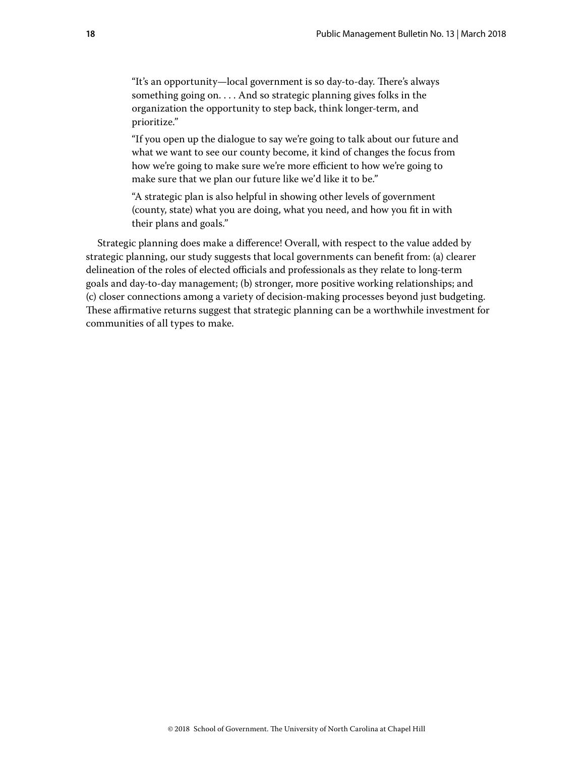> "It's an opportunity—local government is so day-to-day. There's always something going on. . . . And so strategic planning gives folks in the organization the opportunity to step back, think longer-term, and prioritize."
>
> "If you open up the dialogue to say we're going to talk about our future and what we want to see our county become, it kind of changes the focus from how we're going to make sure we're more efficient to how we're going to make sure that we plan our future like we'd like it to be."
>
> "A strategic plan is also helpful in showing other levels of government (county, state) what you are doing, what you need, and how you fit in with their plans and goals."

Strategic planning does make a difference! Overall, with respect to the value added by strategic planning, our study suggests that local governments can benefit from: (a) clearer delineation of the roles of elected officials and professionals as they relate to long-term goals and day-to-day management; (b) stronger, more positive working relationships; and (c) closer connections among a variety of decision-making processes beyond just budgeting. These affirmative returns suggest that strategic planning can be a worthwhile investment for communities of all types to make.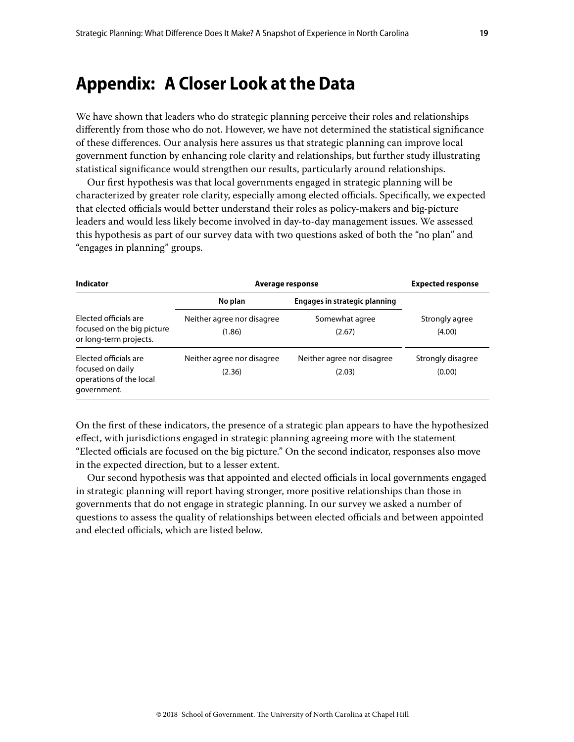# Appendix: A Closer Look at the Data

We have shown that leaders who do strategic planning perceive their roles and relationships differently from those who do not. However, we have not determined the statistical significance of these differences. Our analysis here assures us that strategic planning can improve local government function by enhancing role clarity and relationships, but further study illustrating statistical significance would strengthen our results, particularly around relationships.

Our first hypothesis was that local governments engaged in strategic planning will be characterized by greater role clarity, especially among elected officials. Specifically, we expected that elected officials would better understand their roles as policy-makers and big-picture leaders and would less likely become involved in day-to-day management issues. We assessed this hypothesis as part of our survey data with two questions asked of both the "no plan" and "engages in planning" groups.

| Indicator | Average response | | Expected response |
|---|---|---|---|
| | No plan | Engages in strategic planning | |
| Elected officials are focused on the big picture or long-term projects. | Neither agree nor disagree (1.86) | Somewhat agree (2.67) | Strongly agree (4.00) |
| Elected officials are focused on daily operations of the local government. | Neither agree nor disagree (2.36) | Neither agree nor disagree (2.03) | Strongly disagree (0.00) |

On the first of these indicators, the presence of a strategic plan appears to have the hypothesized effect, with jurisdictions engaged in strategic planning agreeing more with the statement "Elected officials are focused on the big picture." On the second indicator, responses also move in the expected direction, but to a lesser extent.

Our second hypothesis was that appointed and elected officials in local governments engaged in strategic planning will report having stronger, more positive relationships than those in governments that do not engage in strategic planning. In our survey we asked a number of questions to assess the quality of relationships between elected officials and between appointed and elected officials, which are listed below.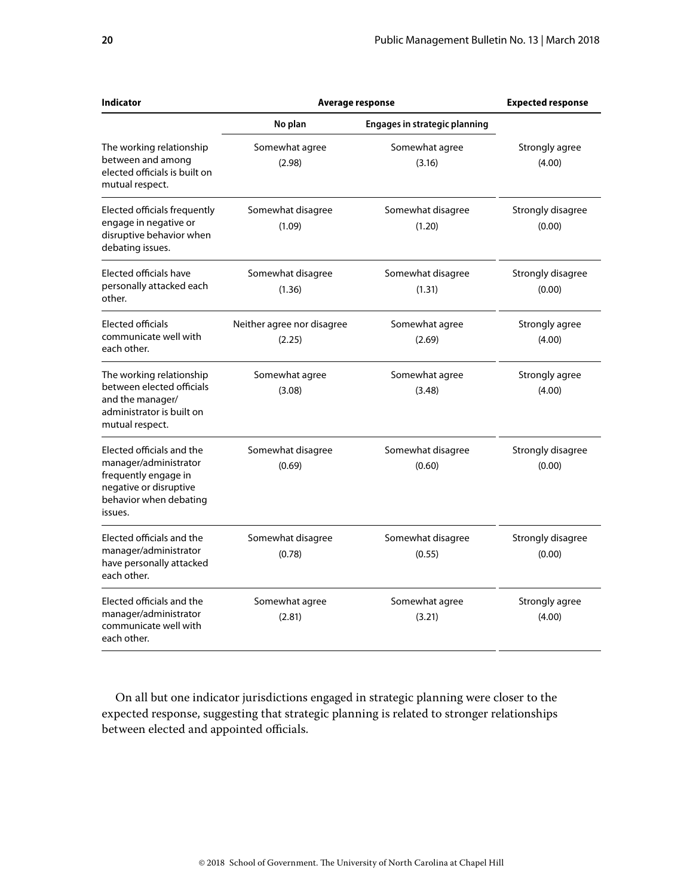| Indicator | Average response | | Expected response |
|---|---|---|---|
| | No plan | Engages in strategic planning | |
| The working relationship between and among elected officials is built on mutual respect. | Somewhat agree (2.98) | Somewhat agree (3.16) | Strongly agree (4.00) |
| Elected officials frequently engage in negative or disruptive behavior when debating issues. | Somewhat disagree (1.09) | Somewhat disagree (1.20) | Strongly disagree (0.00) |
| Elected officials have personally attacked each other. | Somewhat disagree (1.36) | Somewhat disagree (1.31) | Strongly disagree (0.00) |
| Elected officials communicate well with each other. | Neither agree nor disagree (2.25) | Somewhat agree (2.69) | Strongly agree (4.00) |
| The working relationship between elected officials and the manager/administrator is built on mutual respect. | Somewhat agree (3.08) | Somewhat agree (3.48) | Strongly agree (4.00) |
| Elected officials and the manager/administrator frequently engage in negative or disruptive behavior when debating issues. | Somewhat disagree (0.69) | Somewhat disagree (0.60) | Strongly disagree (0.00) |
| Elected officials and the manager/administrator have personally attacked each other. | Somewhat disagree (0.78) | Somewhat disagree (0.55) | Strongly disagree (0.00) |
| Elected officials and the manager/administrator communicate well with each other. | Somewhat agree (2.81) | Somewhat agree (3.21) | Strongly agree (4.00) |

On all but one indicator jurisdictions engaged in strategic planning were closer to the expected response, suggesting that strategic planning is related to stronger relationships between elected and appointed officials.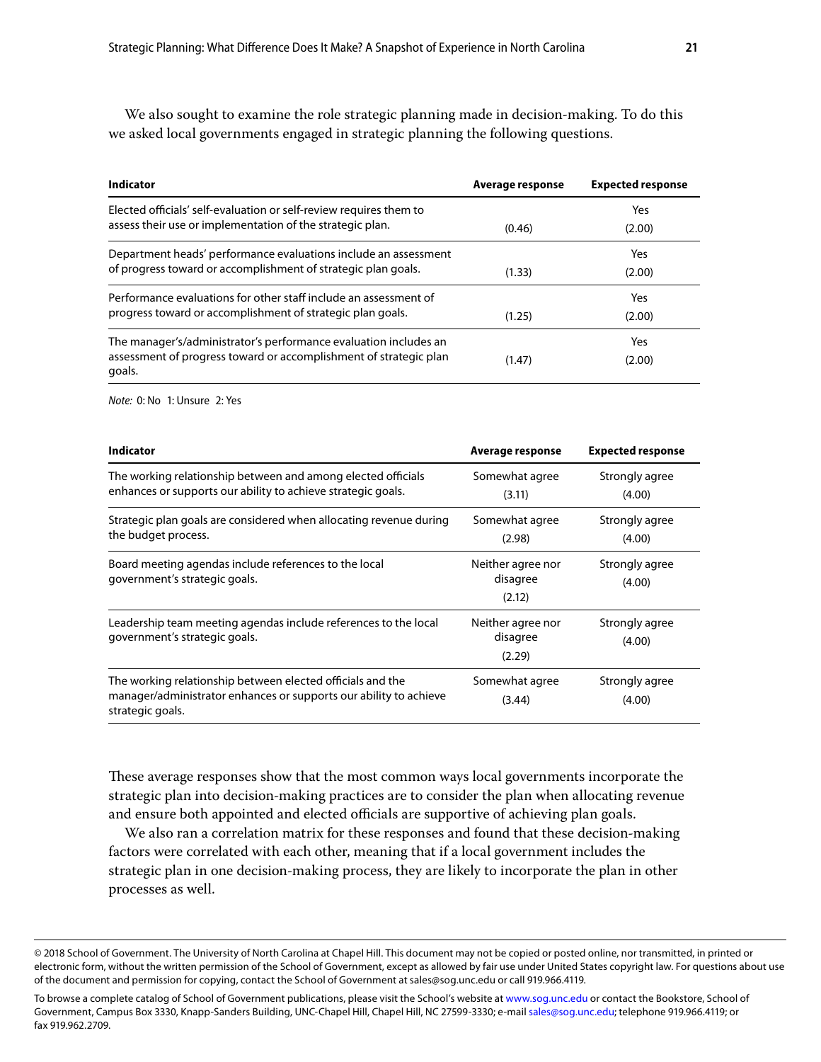We also sought to examine the role strategic planning made in decision-making. To do this we asked local governments engaged in strategic planning the following questions.

| Indicator | Average response | Expected response |
|---|---|---|
| Elected officials' self-evaluation or self-review requires them to assess their use or implementation of the strategic plan. | (0.46) | Yes (2.00) |
| Department heads' performance evaluations include an assessment of progress toward or accomplishment of strategic plan goals. | (1.33) | Yes (2.00) |
| Performance evaluations for other staff include an assessment of progress toward or accomplishment of strategic plan goals. | (1.25) | Yes (2.00) |
| The manager's/administrator's performance evaluation includes an assessment of progress toward or accomplishment of strategic plan goals. | (1.47) | Yes (2.00) |

*Note:* 0: No 1: Unsure 2: Yes

| Indicator | Average response | Expected response |
|---|---|---|
| The working relationship between and among elected officials enhances or supports our ability to achieve strategic goals. | Somewhat agree (3.11) | Strongly agree (4.00) |
| Strategic plan goals are considered when allocating revenue during the budget process. | Somewhat agree (2.98) | Strongly agree (4.00) |
| Board meeting agendas include references to the local government's strategic goals. | Neither agree nor disagree (2.12) | Strongly agree (4.00) |
| Leadership team meeting agendas include references to the local government's strategic goals. | Neither agree nor disagree (2.29) | Strongly agree (4.00) |
| The working relationship between elected officials and the manager/administrator enhances or supports our ability to achieve strategic goals. | Somewhat agree (3.44) | Strongly agree (4.00) |

These average responses show that the most common ways local governments incorporate the strategic plan into decision-making practices are to consider the plan when allocating revenue and ensure both appointed and elected officials are supportive of achieving plan goals.

We also ran a correlation matrix for these responses and found that these decision-making factors were correlated with each other, meaning that if a local government includes the strategic plan in one decision-making process, they are likely to incorporate the plan in other processes as well.

© 2018 School of Government. The University of North Carolina at Chapel Hill. This document may not be copied or posted online, nor transmitted, in printed or electronic form, without the written permission of the School of Government, except as allowed by fair use under United States copyright law. For questions about use of the document and permission for copying, contact the School of Government at sales@sog.unc.edu or call 919.966.4119.

To browse a complete catalog of School of Government publications, please visit the School's website at www.sog.unc.edu or contact the Bookstore, School of Government, Campus Box 3330, Knapp-Sanders Building, UNC-Chapel Hill, Chapel Hill, NC 27599-3330; e-mail sales@sog.unc.edu; telephone 919.966.4119; or fax 919.962.2709.